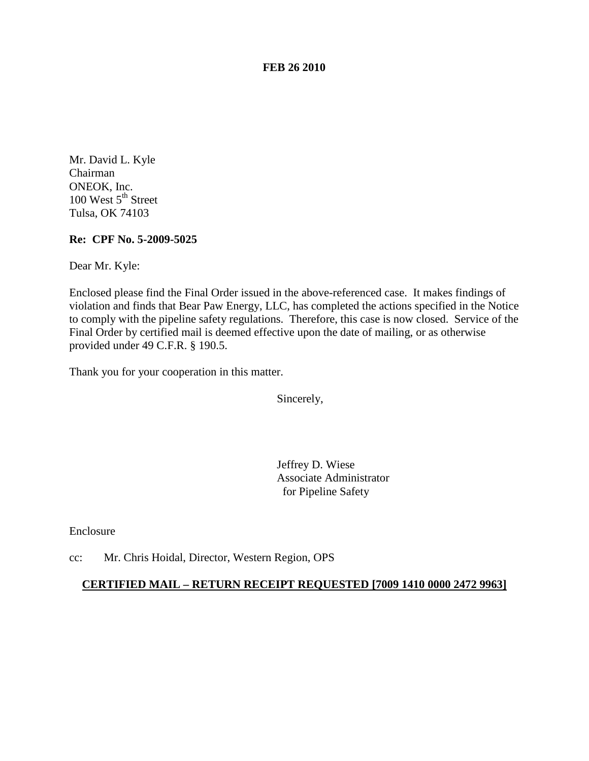**FEB 26 2010**

Mr. David L. Kyle
Chairman
ONEOK, Inc.
100 West 5th Street
Tulsa, OK 74103

**Re: CPF No. 5-2009-5025**

Dear Mr. Kyle:

Enclosed please find the Final Order issued in the above-referenced case. It makes findings of violation and finds that Bear Paw Energy, LLC, has completed the actions specified in the Notice to comply with the pipeline safety regulations. Therefore, this case is now closed. Service of the Final Order by certified mail is deemed effective upon the date of mailing, or as otherwise provided under 49 C.F.R. § 190.5.

Thank you for your cooperation in this matter.

Sincerely,

Jeffrey D. Wiese
Associate Administrator
for Pipeline Safety

Enclosure

cc: Mr. Chris Hoidal, Director, Western Region, OPS

**CERTIFIED MAIL – RETURN RECEIPT REQUESTED [7009 1410 0000 2472 9963]**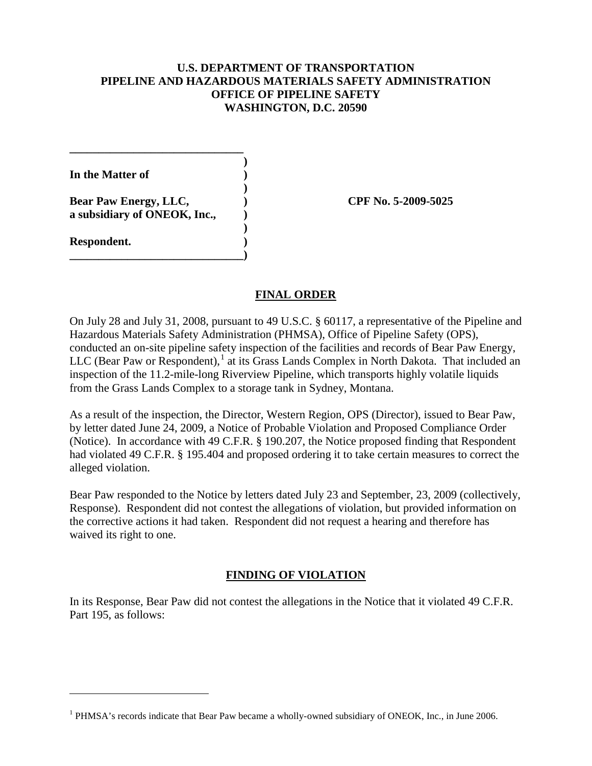**U.S. DEPARTMENT OF TRANSPORTATION**
**PIPELINE AND HAZARDOUS MATERIALS SAFETY ADMINISTRATION**
**OFFICE OF PIPELINE SAFETY**
**WASHINGTON, D.C. 20590**

| | |
|---|---|
| **In the Matter of** | |
| **Bear Paw Energy, LLC,** **a subsidiary of ONEOK, Inc.,** | **CPF No. 5-2009-5025** |
| **Respondent.** | |

## FINAL ORDER

On July 28 and July 31, 2008, pursuant to 49 U.S.C. § 60117, a representative of the Pipeline and Hazardous Materials Safety Administration (PHMSA), Office of Pipeline Safety (OPS), conducted an on-site pipeline safety inspection of the facilities and records of Bear Paw Energy, LLC (Bear Paw or Respondent),[1] at its Grass Lands Complex in North Dakota. That included an inspection of the 11.2-mile-long Riverview Pipeline, which transports highly volatile liquids from the Grass Lands Complex to a storage tank in Sydney, Montana.

As a result of the inspection, the Director, Western Region, OPS (Director), issued to Bear Paw, by letter dated June 24, 2009, a Notice of Probable Violation and Proposed Compliance Order (Notice). In accordance with 49 C.F.R. § 190.207, the Notice proposed finding that Respondent had violated 49 C.F.R. § 195.404 and proposed ordering it to take certain measures to correct the alleged violation.

Bear Paw responded to the Notice by letters dated July 23 and September, 23, 2009 (collectively, Response). Respondent did not contest the allegations of violation, but provided information on the corrective actions it had taken. Respondent did not request a hearing and therefore has waived its right to one.

## FINDING OF VIOLATION

In its Response, Bear Paw did not contest the allegations in the Notice that it violated 49 C.F.R. Part 195, as follows:

[1] PHMSA's records indicate that Bear Paw became a wholly-owned subsidiary of ONEOK, Inc., in June 2006.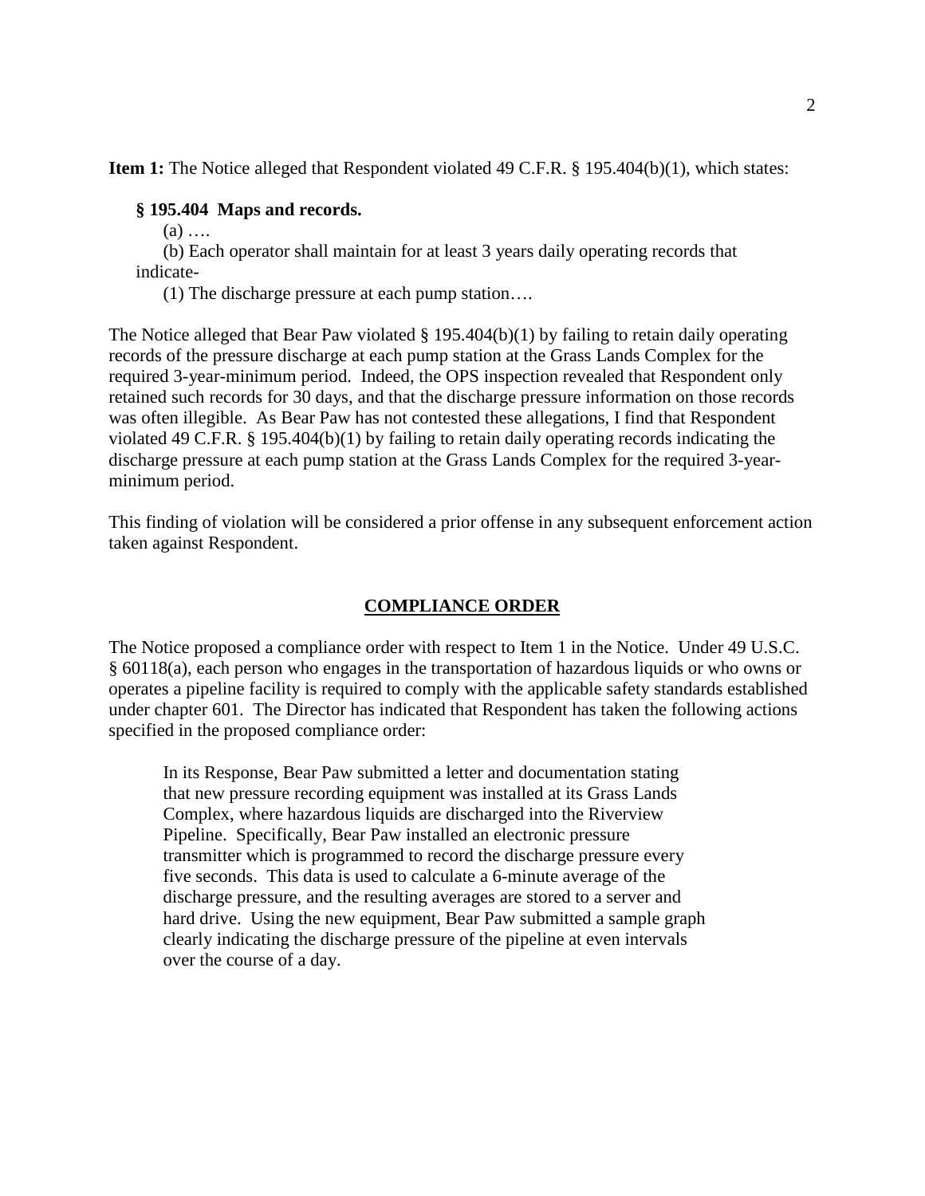**Item 1:** The Notice alleged that Respondent violated 49 C.F.R. § 195.404(b)(1), which states:

> **§ 195.404 Maps and records.**
>
> (a) ….
>
> (b) Each operator shall maintain for at least 3 years daily operating records that indicate-
>
> (1) The discharge pressure at each pump station….

The Notice alleged that Bear Paw violated § 195.404(b)(1) by failing to retain daily operating records of the pressure discharge at each pump station at the Grass Lands Complex for the required 3-year-minimum period. Indeed, the OPS inspection revealed that Respondent only retained such records for 30 days, and that the discharge pressure information on those records was often illegible. As Bear Paw has not contested these allegations, I find that Respondent violated 49 C.F.R. § 195.404(b)(1) by failing to retain daily operating records indicating the discharge pressure at each pump station at the Grass Lands Complex for the required 3-year-minimum period.

This finding of violation will be considered a prior offense in any subsequent enforcement action taken against Respondent.

## COMPLIANCE ORDER

The Notice proposed a compliance order with respect to Item 1 in the Notice. Under 49 U.S.C. § 60118(a), each person who engages in the transportation of hazardous liquids or who owns or operates a pipeline facility is required to comply with the applicable safety standards established under chapter 601. The Director has indicated that Respondent has taken the following actions specified in the proposed compliance order:

> In its Response, Bear Paw submitted a letter and documentation stating that new pressure recording equipment was installed at its Grass Lands Complex, where hazardous liquids are discharged into the Riverview Pipeline. Specifically, Bear Paw installed an electronic pressure transmitter which is programmed to record the discharge pressure every five seconds. This data is used to calculate a 6-minute average of the discharge pressure, and the resulting averages are stored to a server and hard drive. Using the new equipment, Bear Paw submitted a sample graph clearly indicating the discharge pressure of the pipeline at even intervals over the course of a day.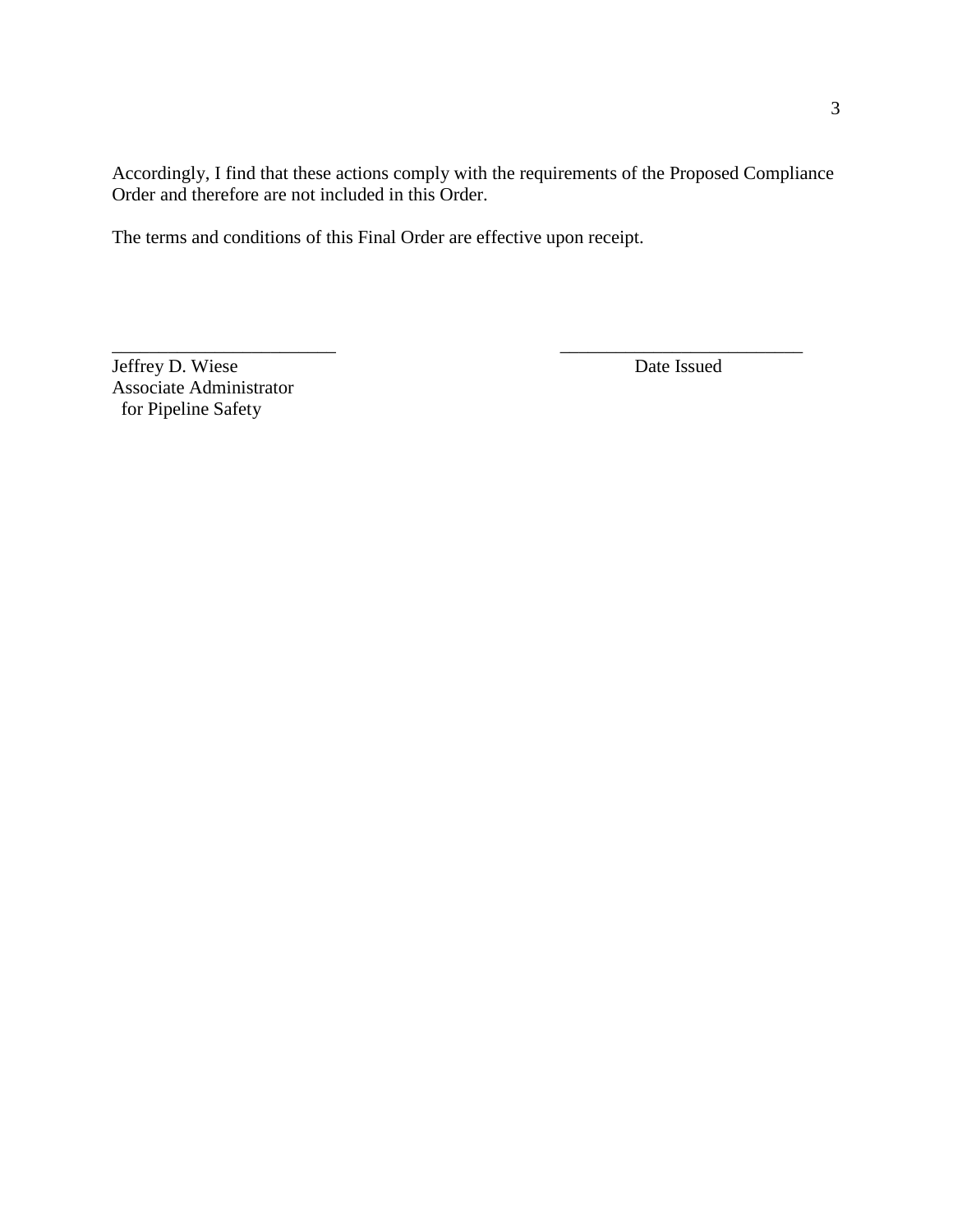Accordingly, I find that these actions comply with the requirements of the Proposed Compliance Order and therefore are not included in this Order.

The terms and conditions of this Final Order are effective upon receipt.

| | |
|---|---|
| _________________________ | _________________________ |
| Jeffrey D. Wiese<br>Associate Administrator<br>for Pipeline Safety | Date Issued |